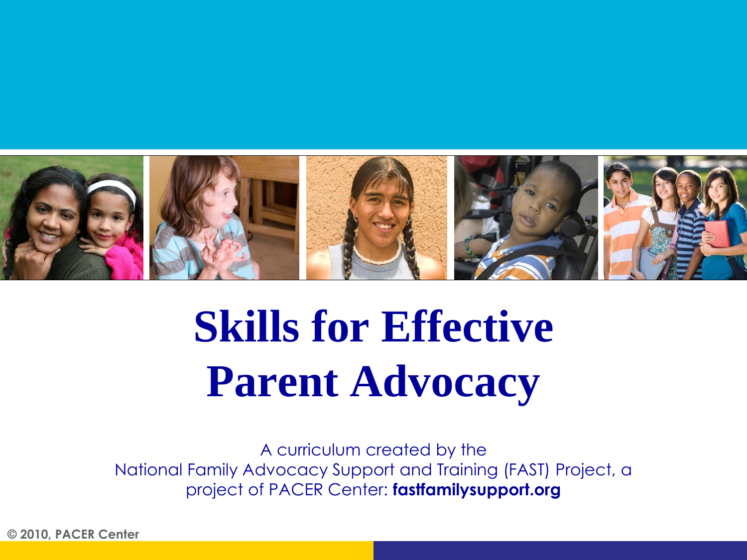# Skills for Effective Parent Advocacy

A curriculum created by the National Family Advocacy Support and Training (FAST) Project, a project of PACER Center: **fastfamilysupport.org**

© 2010, PACER Center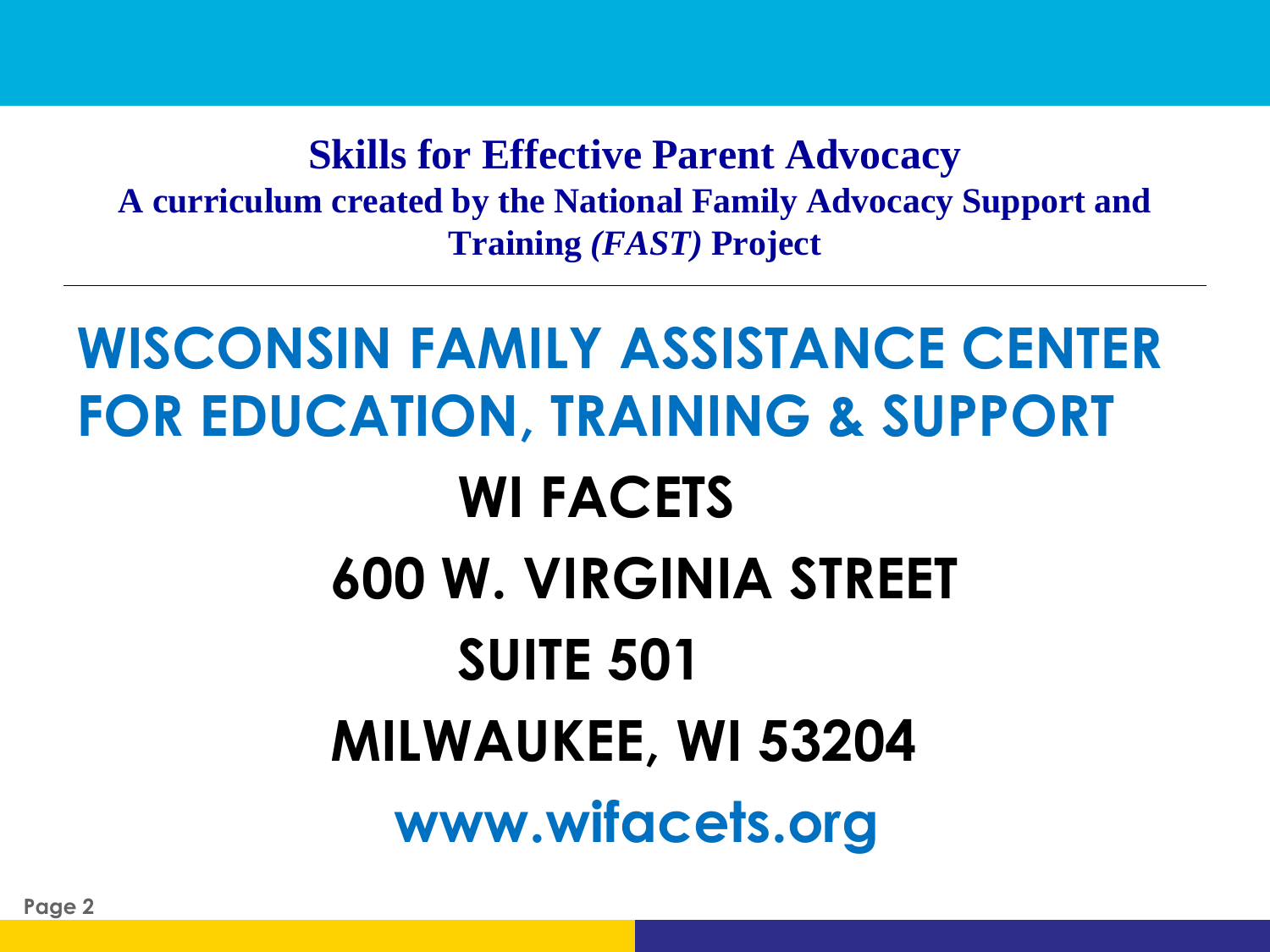**Skills for Effective Parent Advocacy**

**A curriculum created by the National Family Advocacy Support and Training *(FAST)* Project**

---

# WISCONSIN FAMILY ASSISTANCE CENTER FOR EDUCATION, TRAINING & SUPPORT

**WI FACETS**

**600 W. VIRGINIA STREET**

**SUITE 501**

**MILWAUKEE, WI 53204**

**www.wifacets.org**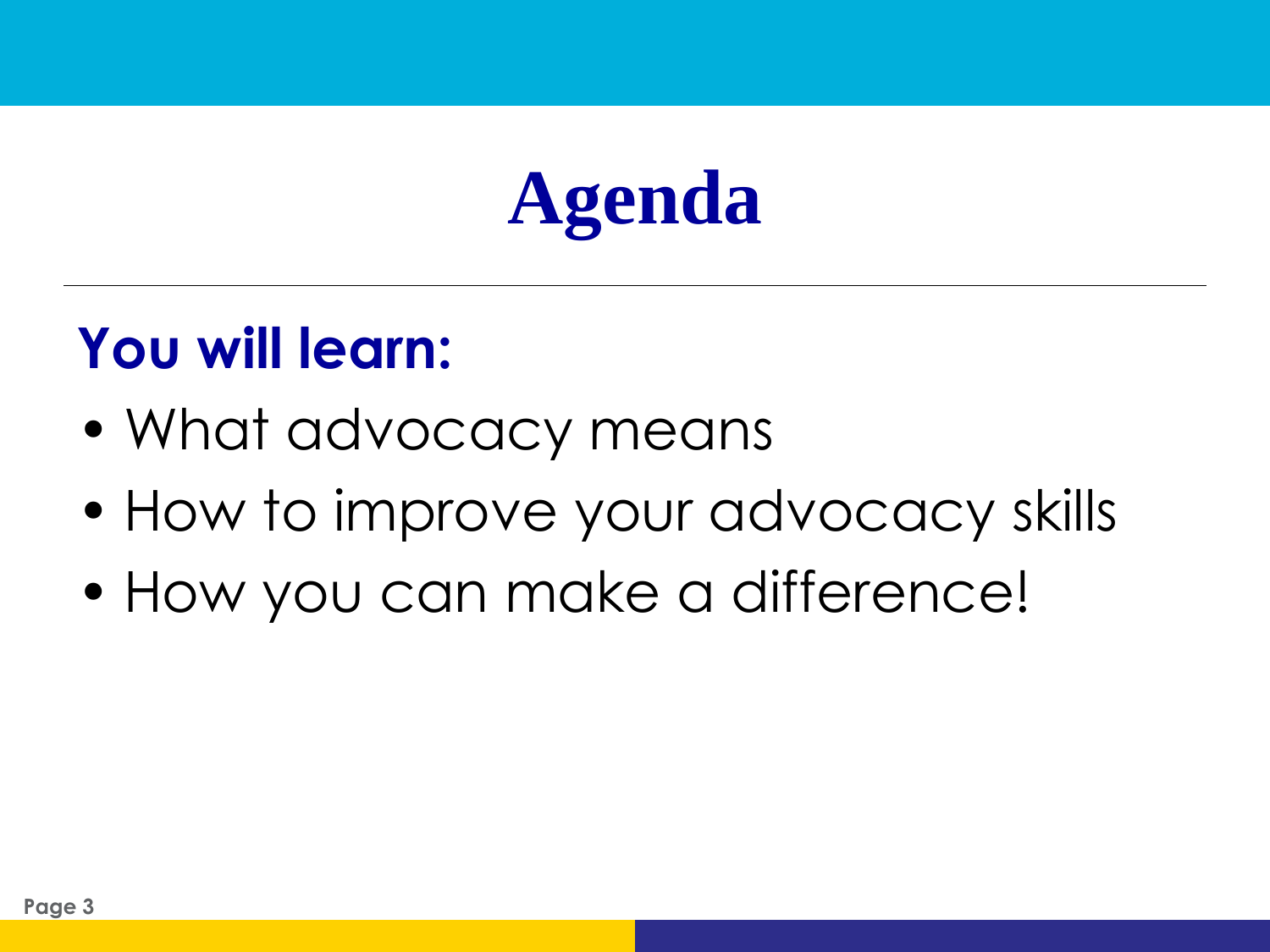# Agenda

**You will learn:**

- What advocacy means
- How to improve your advocacy skills
- How you can make a difference!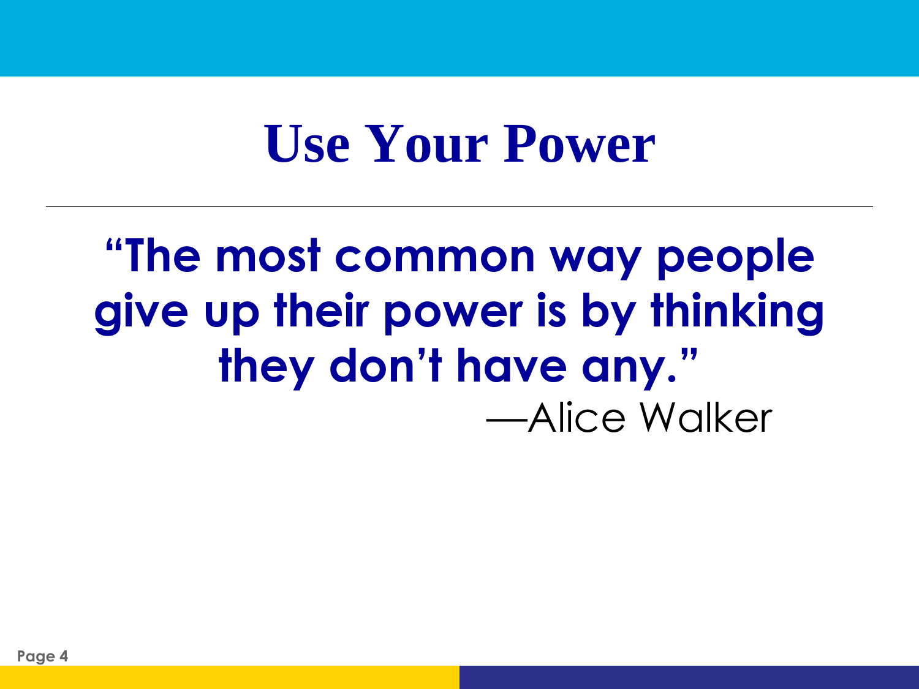# Use Your Power

**"The most common way people give up their power is by thinking they don't have any."**

—Alice Walker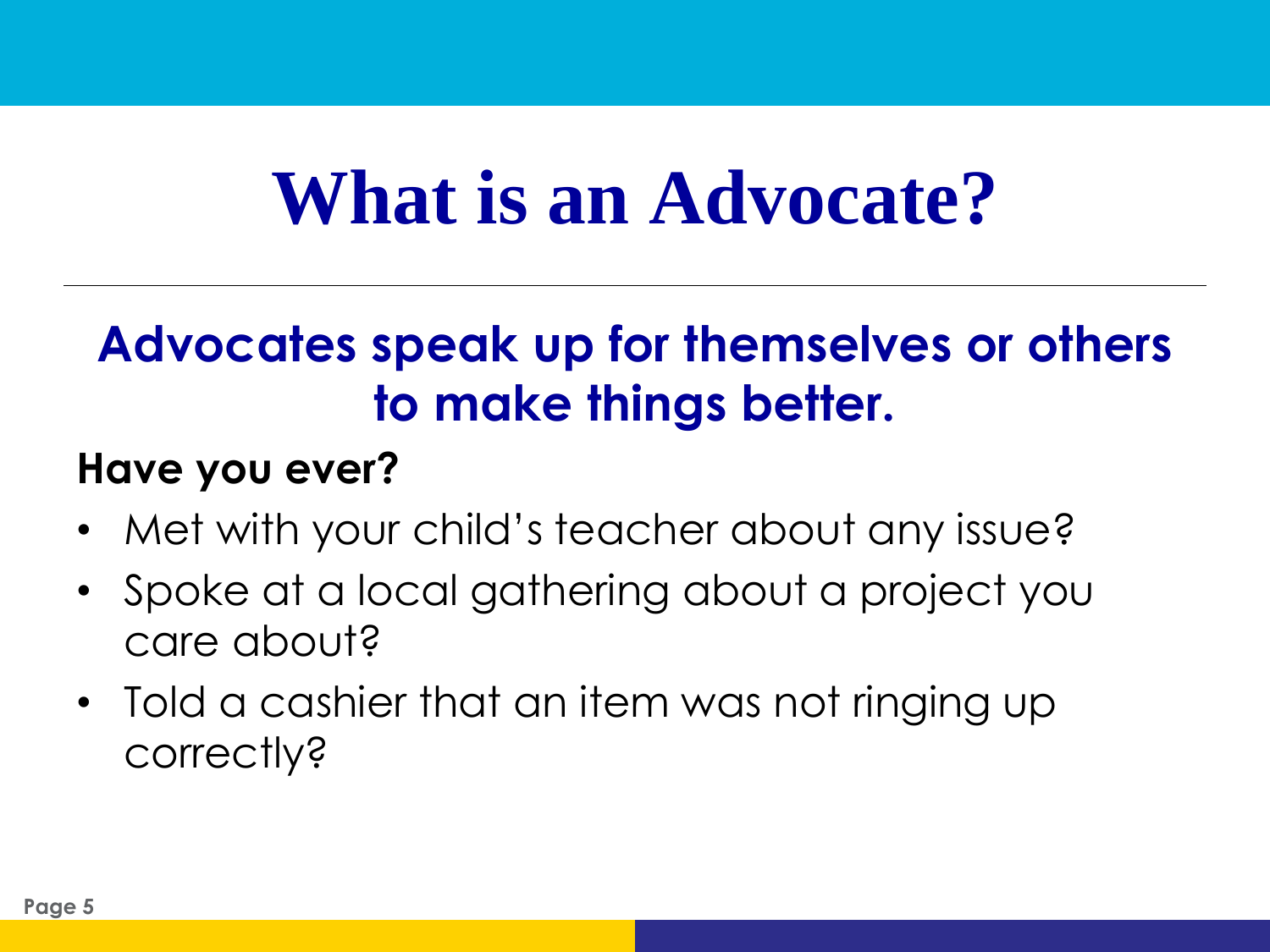# What is an Advocate?

---

## Advocates speak up for themselves or others to make things better.

**Have you ever?**

- Met with your child's teacher about any issue?
- Spoke at a local gathering about a project you care about?
- Told a cashier that an item was not ringing up correctly?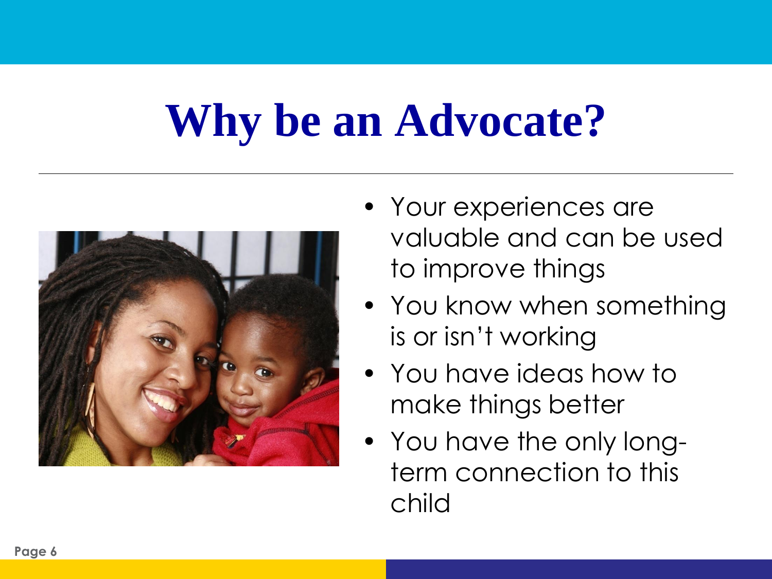# Why be an Advocate?

- Your experiences are valuable and can be used to improve things
- You know when something is or isn't working
- You have ideas how to make things better
- You have the only long-term connection to this child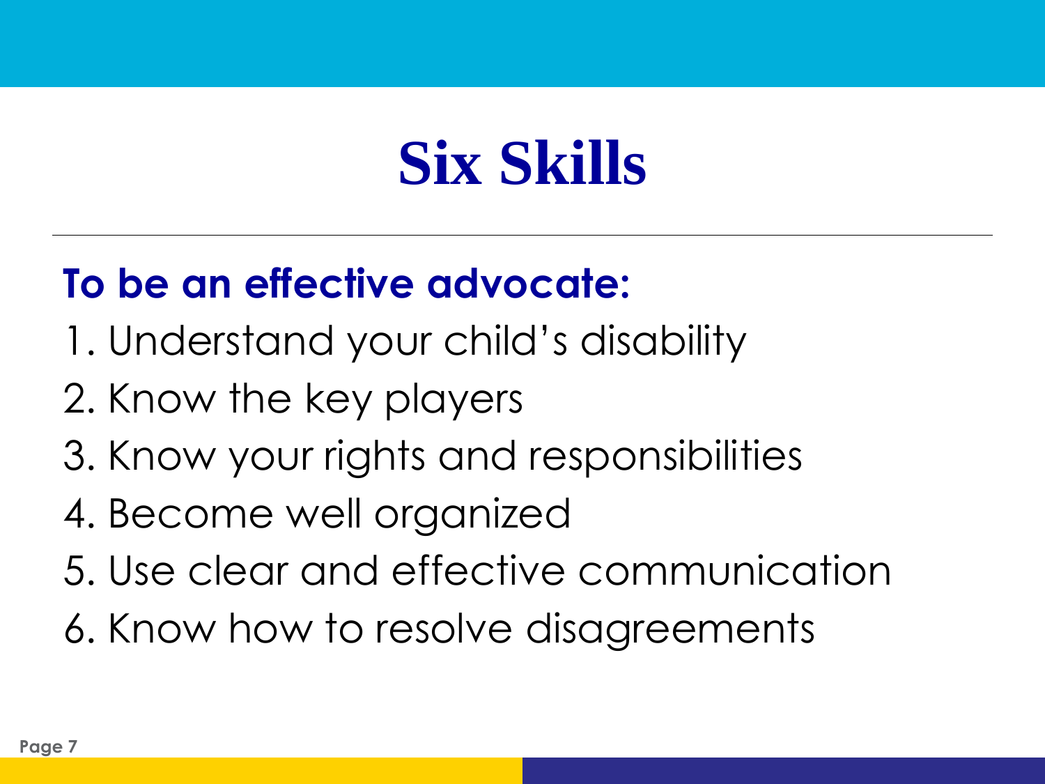# Six Skills

**To be an effective advocate:**

1. Understand your child's disability
2. Know the key players
3. Know your rights and responsibilities
4. Become well organized
5. Use clear and effective communication
6. Know how to resolve disagreements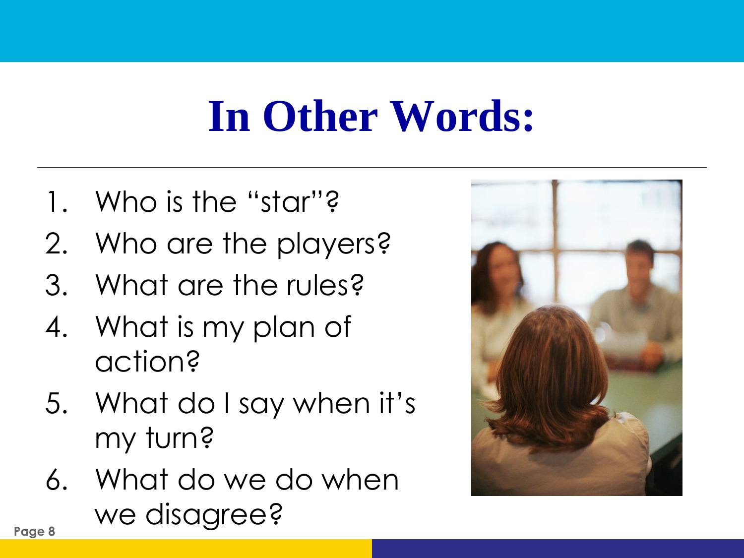# In Other Words:

1. Who is the "star"?
2. Who are the players?
3. What are the rules?
4. What is my plan of action?
5. What do I say when it's my turn?
6. What do we do when we disagree?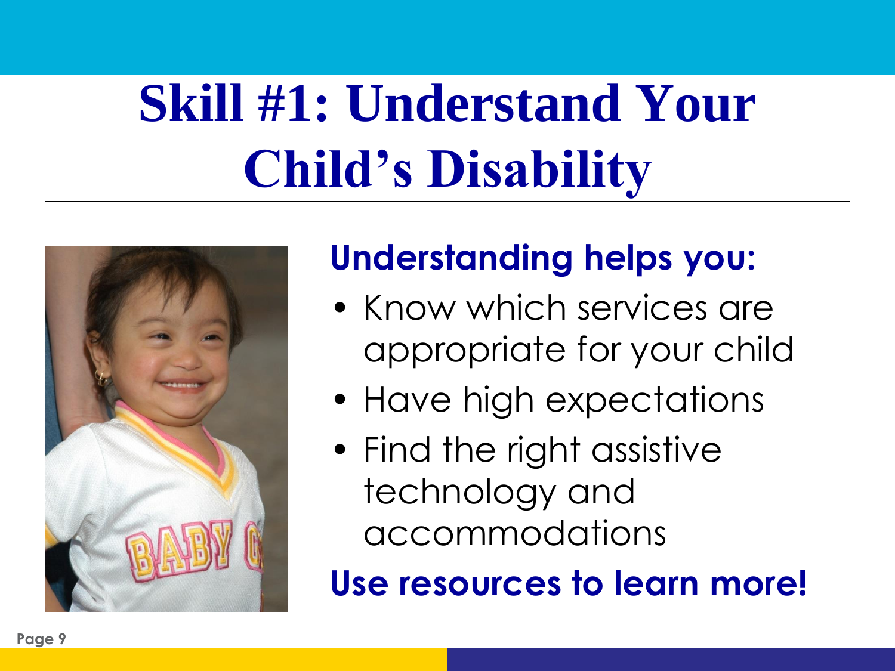# Skill #1: Understand Your Child's Disability

**Understanding helps you:**

- Know which services are appropriate for your child
- Have high expectations
- Find the right assistive technology and accommodations

**Use resources to learn more!**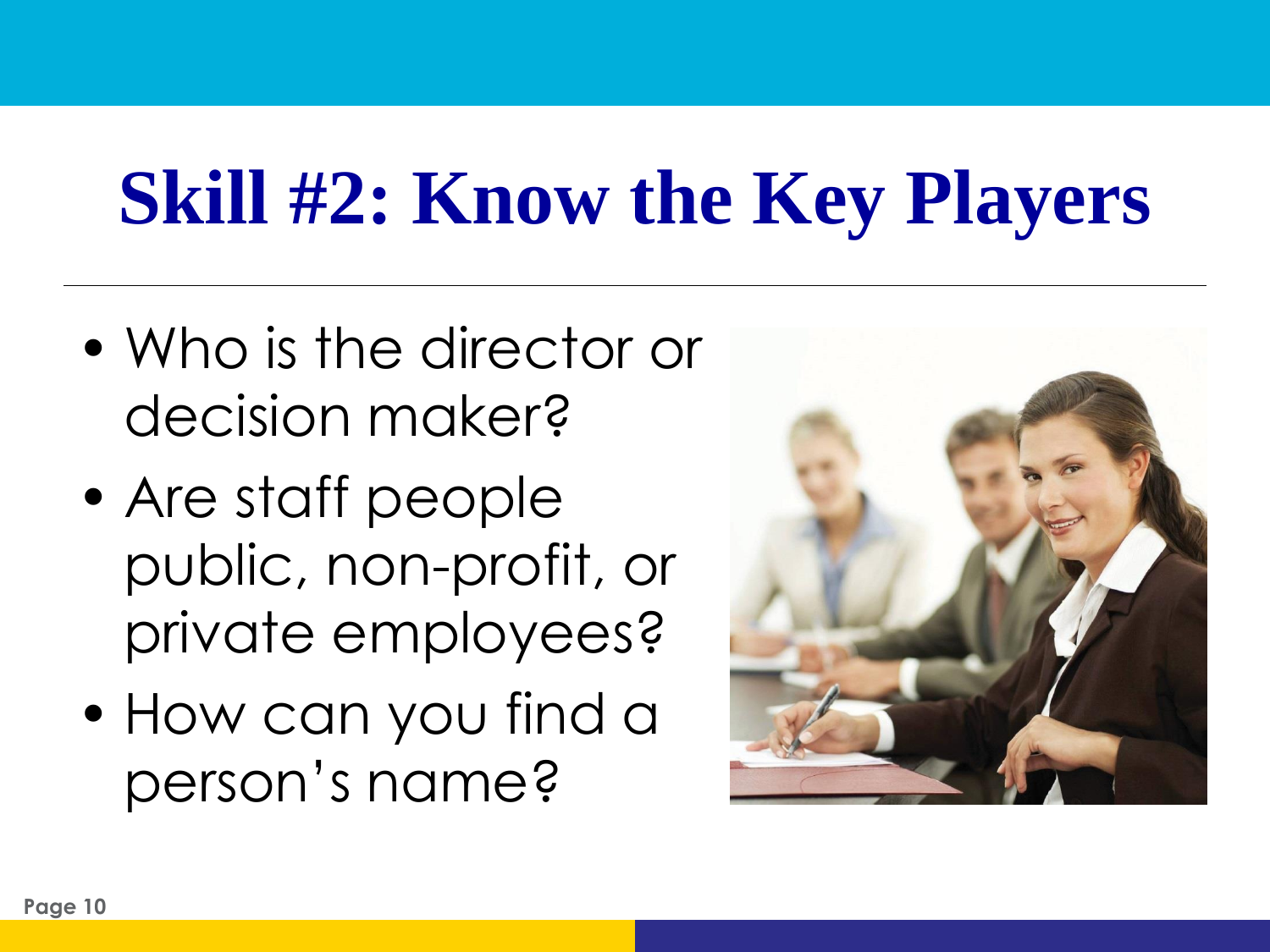# Skill #2: Know the Key Players

- Who is the director or decision maker?
- Are staff people public, non-profit, or private employees?
- How can you find a person's name?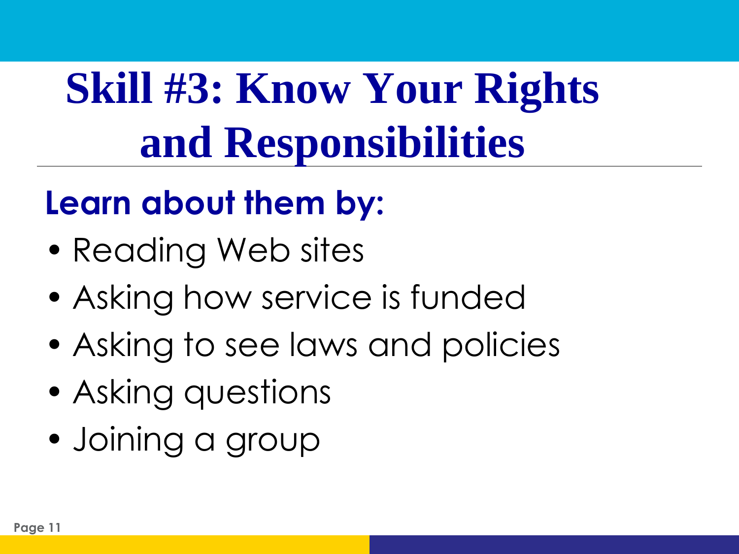# Skill #3: Know Your Rights and Responsibilities

## Learn about them by:

- Reading Web sites
- Asking how service is funded
- Asking to see laws and policies
- Asking questions
- Joining a group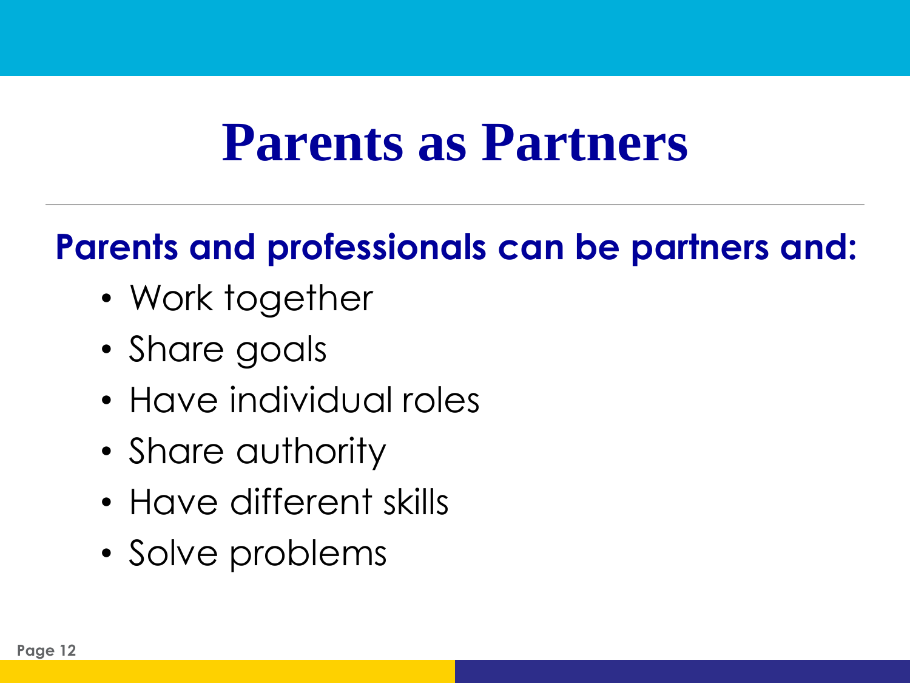# Parents as Partners

**Parents and professionals can be partners and:**

- Work together
- Share goals
- Have individual roles
- Share authority
- Have different skills
- Solve problems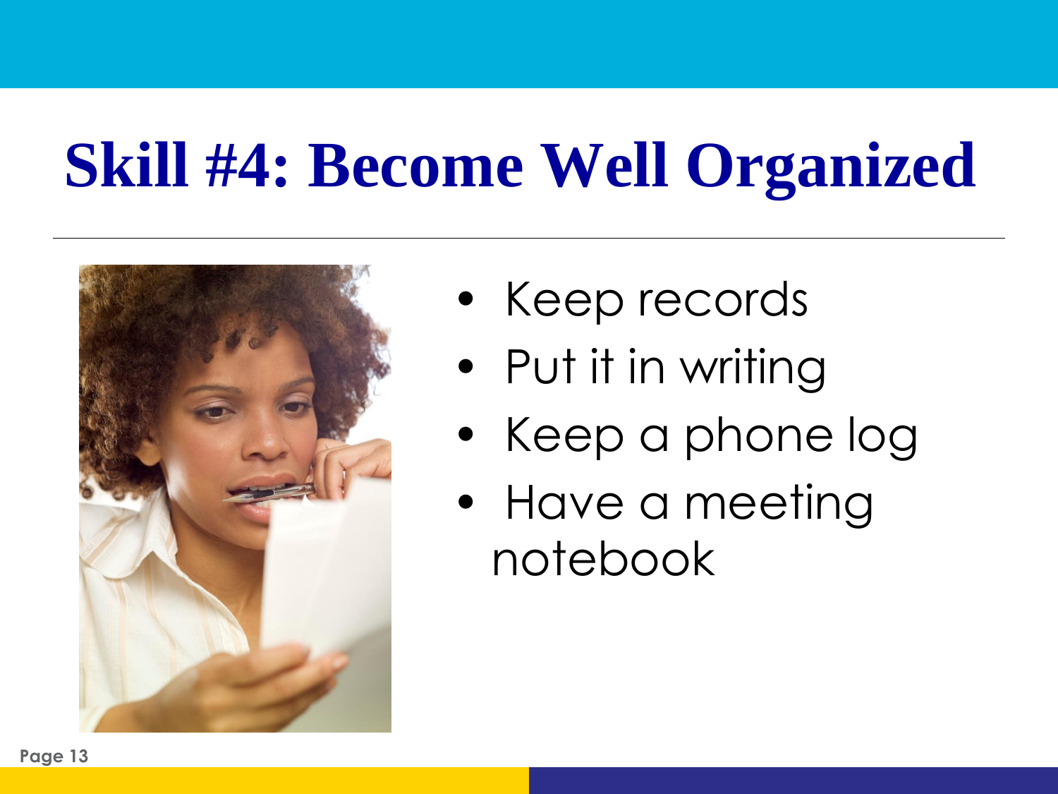# Skill #4: Become Well Organized

- Keep records
- Put it in writing
- Keep a phone log
- Have a meeting notebook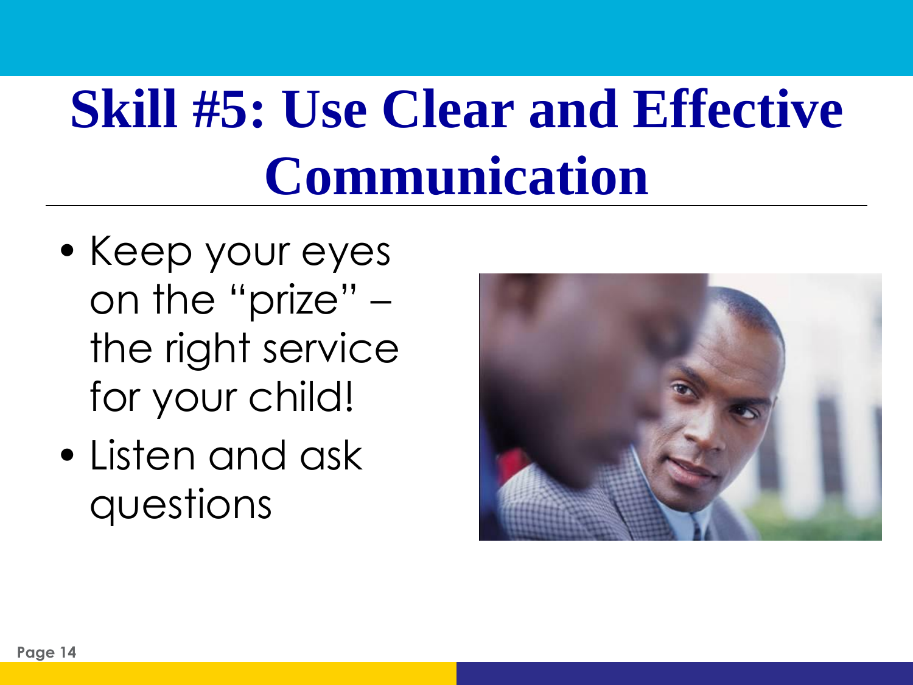# Skill #5: Use Clear and Effective Communication

- Keep your eyes on the "prize" – the right service for your child!
- Listen and ask questions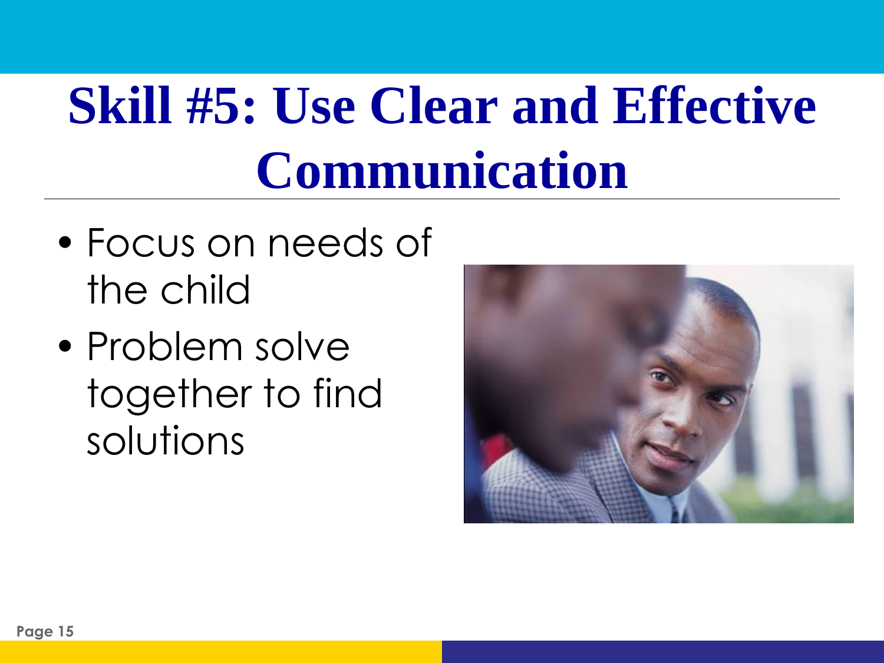# Skill #5: Use Clear and Effective Communication

- Focus on needs of the child
- Problem solve together to find solutions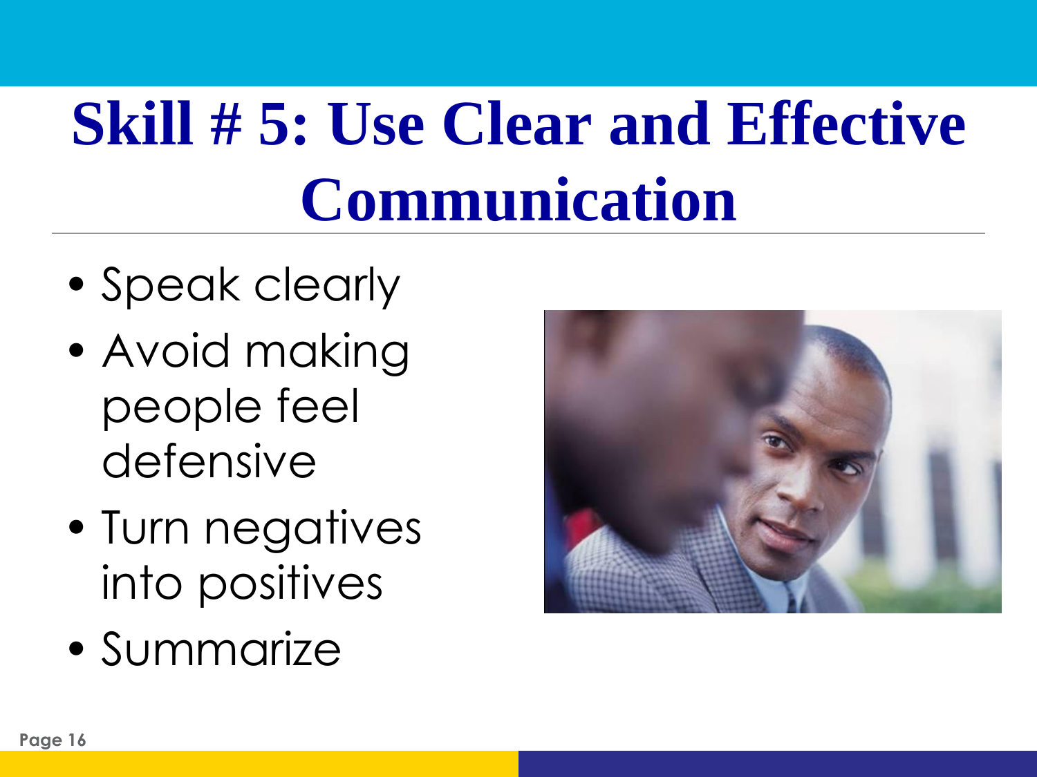# Skill # 5: Use Clear and Effective Communication

- Speak clearly
- Avoid making people feel defensive
- Turn negatives into positives
- Summarize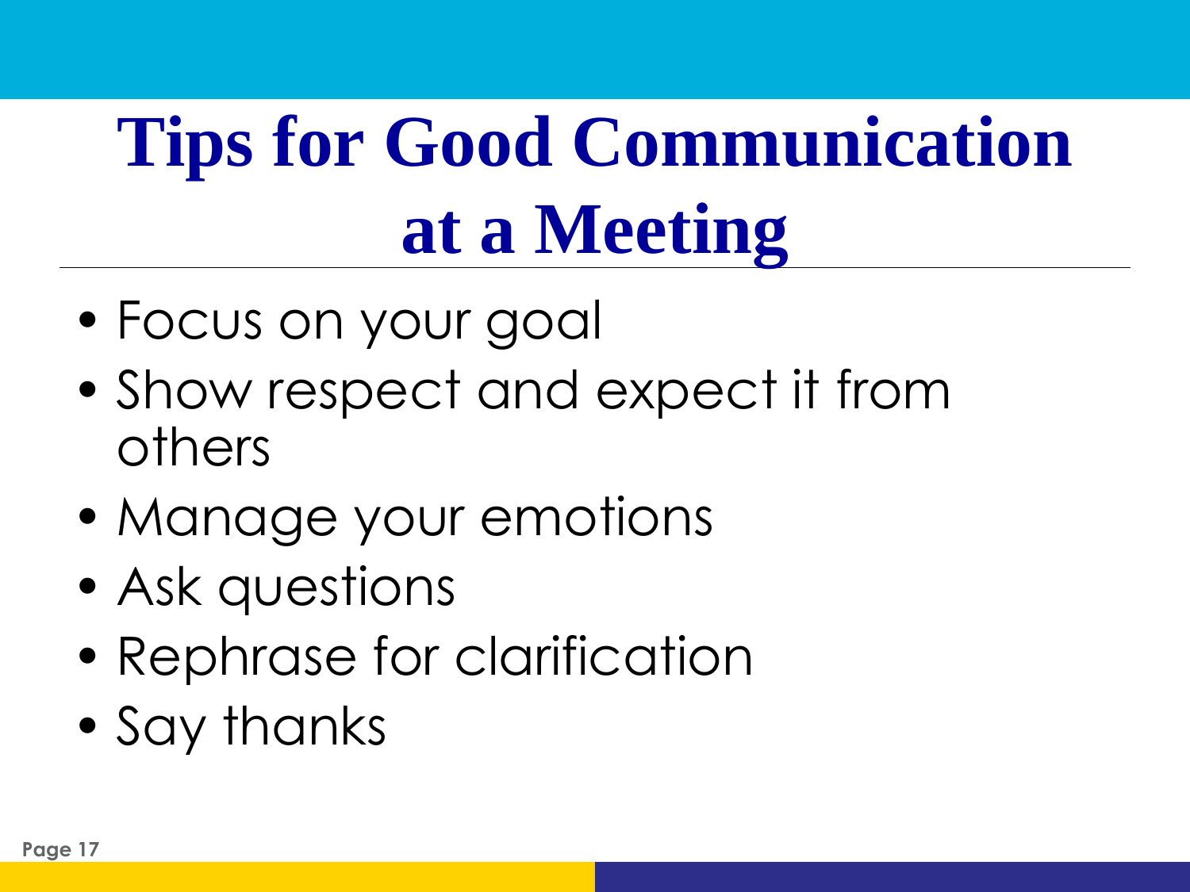# Tips for Good Communication at a Meeting

- Focus on your goal
- Show respect and expect it from others
- Manage your emotions
- Ask questions
- Rephrase for clarification
- Say thanks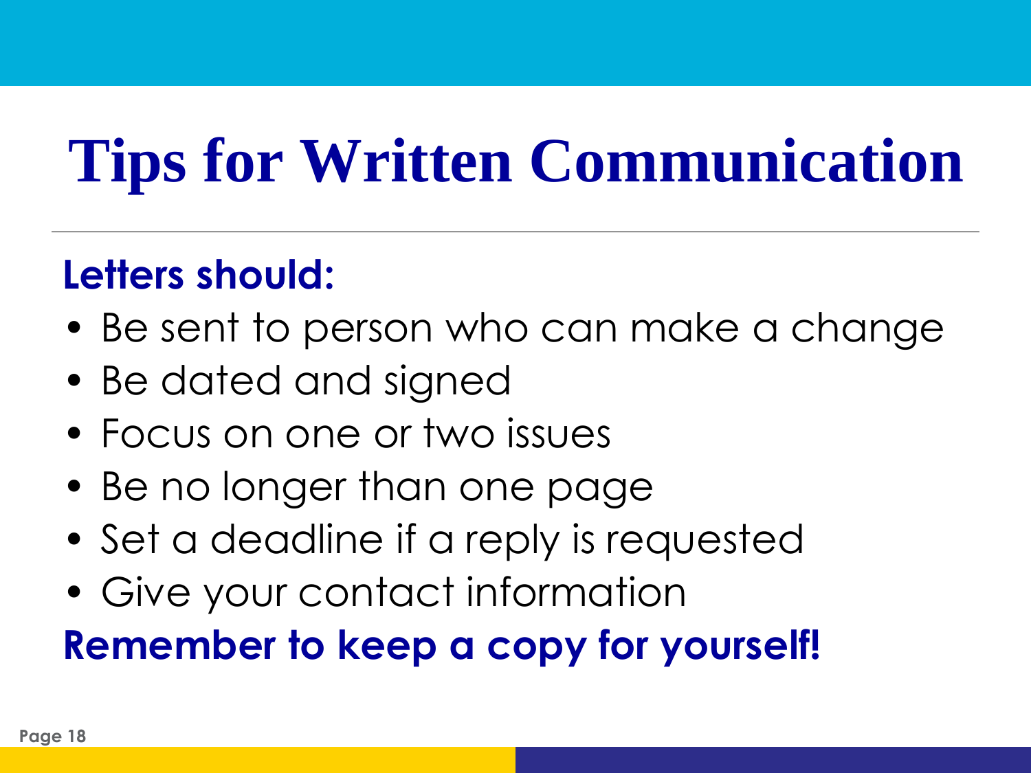# Tips for Written Communication

**Letters should:**

- Be sent to person who can make a change
- Be dated and signed
- Focus on one or two issues
- Be no longer than one page
- Set a deadline if a reply is requested
- Give your contact information

**Remember to keep a copy for yourself!**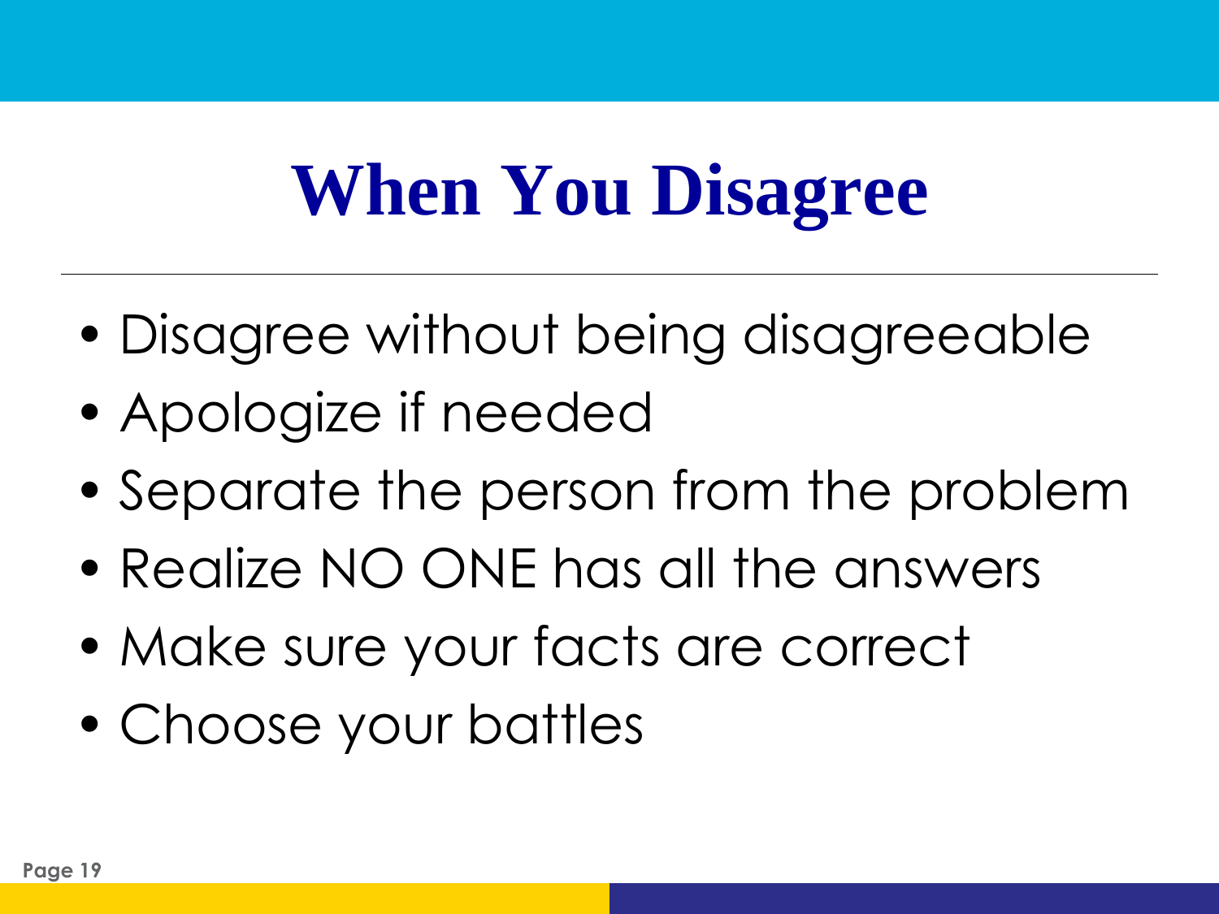# When You Disagree

- Disagree without being disagreeable
- Apologize if needed
- Separate the person from the problem
- Realize NO ONE has all the answers
- Make sure your facts are correct
- Choose your battles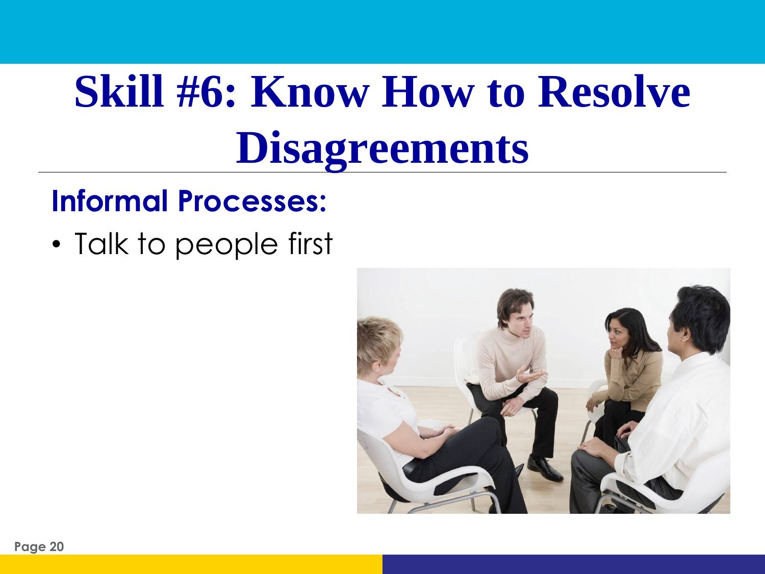# Skill #6: Know How to Resolve Disagreements

## Informal Processes:

- Talk to people first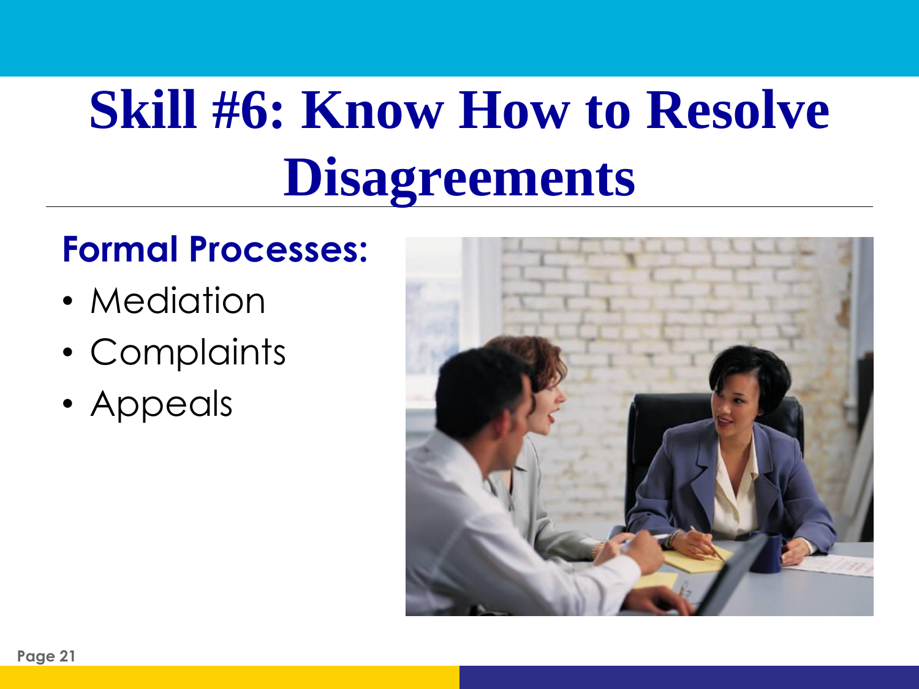# Skill #6: Know How to Resolve Disagreements

**Formal Processes:**

- Mediation
- Complaints
- Appeals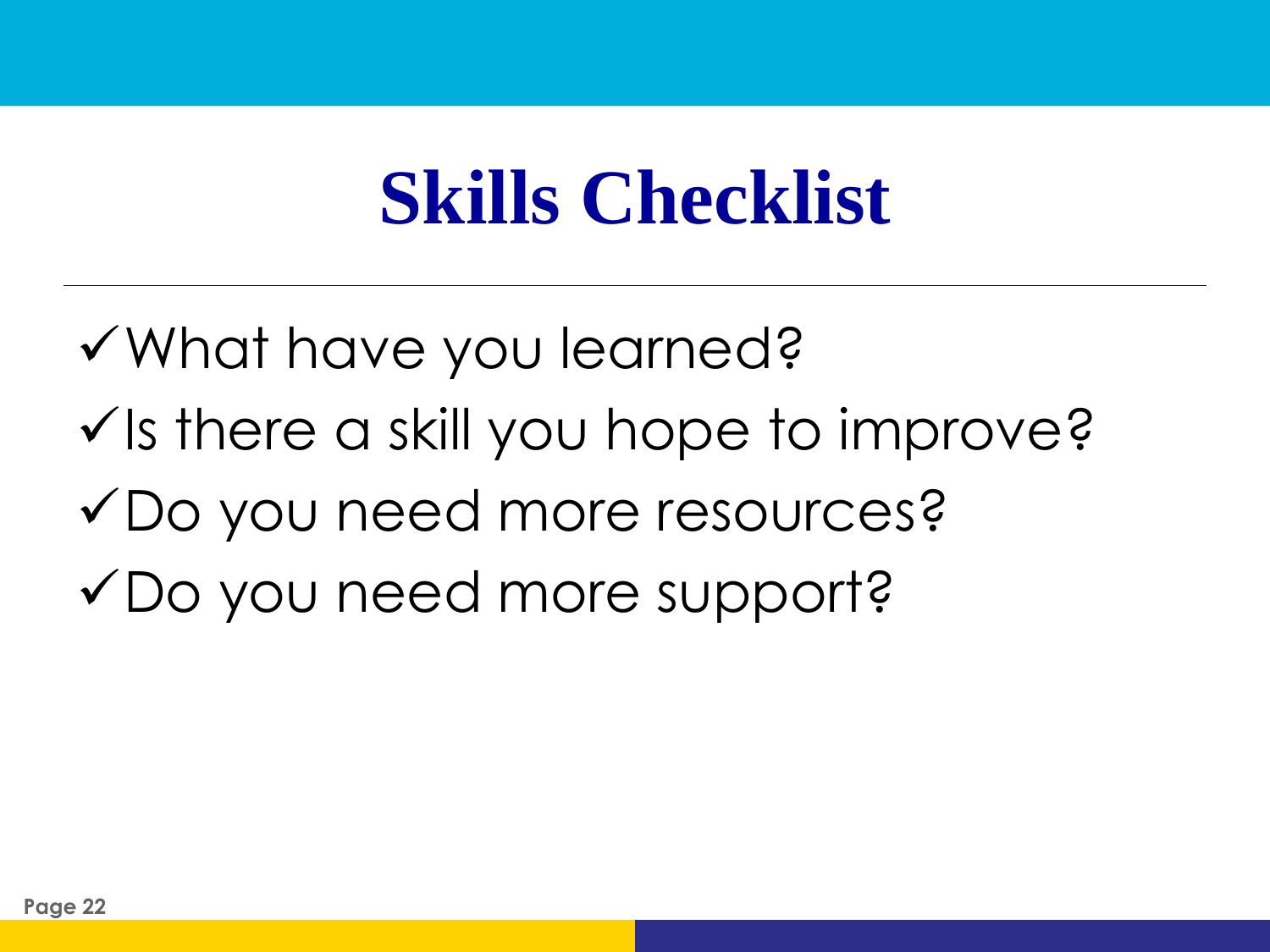# Skills Checklist

- ✓ What have you learned?
- ✓ Is there a skill you hope to improve?
- ✓ Do you need more resources?
- ✓ Do you need more support?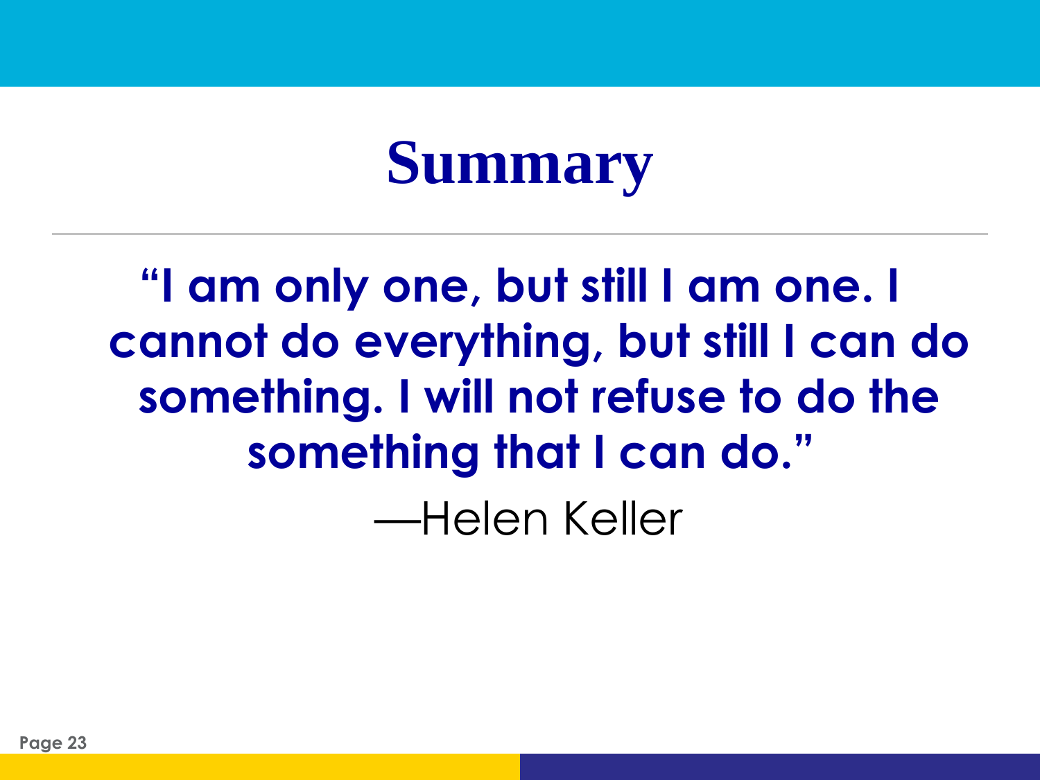# Summary

**“I am only one, but still I am one. I cannot do everything, but still I can do something. I will not refuse to do the something that I can do.”**

—Helen Keller